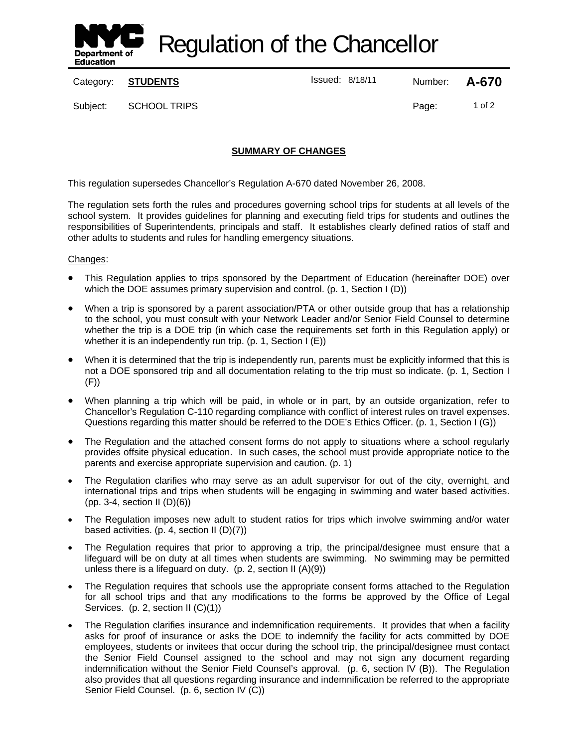# Regulation of the Chancellor

| | | | | | |
|---|---|---|---|---|---|
| Category: | **STUDENTS** | Issued: 8/18/11 | | Number: | **A-670** |
| Subject: | SCHOOL TRIPS | | | Page: | 1 of 2 |

## SUMMARY OF CHANGES

This regulation supersedes Chancellor's Regulation A-670 dated November 26, 2008.

The regulation sets forth the rules and procedures governing school trips for students at all levels of the school system. It provides guidelines for planning and executing field trips for students and outlines the responsibilities of Superintendents, principals and staff. It establishes clearly defined ratios of staff and other adults to students and rules for handling emergency situations.

Changes:

- This Regulation applies to trips sponsored by the Department of Education (hereinafter DOE) over which the DOE assumes primary supervision and control. (p. 1, Section I (D))
- When a trip is sponsored by a parent association/PTA or other outside group that has a relationship to the school, you must consult with your Network Leader and/or Senior Field Counsel to determine whether the trip is a DOE trip (in which case the requirements set forth in this Regulation apply) or whether it is an independently run trip. (p. 1, Section I (E))
- When it is determined that the trip is independently run, parents must be explicitly informed that this is not a DOE sponsored trip and all documentation relating to the trip must so indicate. (p. 1, Section I (F))
- When planning a trip which will be paid, in whole or in part, by an outside organization, refer to Chancellor's Regulation C-110 regarding compliance with conflict of interest rules on travel expenses. Questions regarding this matter should be referred to the DOE's Ethics Officer. (p. 1, Section I (G))
- The Regulation and the attached consent forms do not apply to situations where a school regularly provides offsite physical education. In such cases, the school must provide appropriate notice to the parents and exercise appropriate supervision and caution. (p. 1)
- The Regulation clarifies who may serve as an adult supervisor for out of the city, overnight, and international trips and trips when students will be engaging in swimming and water based activities. (pp. 3-4, section II (D)(6))
- The Regulation imposes new adult to student ratios for trips which involve swimming and/or water based activities. (p. 4, section II (D)(7))
- The Regulation requires that prior to approving a trip, the principal/designee must ensure that a lifeguard will be on duty at all times when students are swimming. No swimming may be permitted unless there is a lifeguard on duty. (p. 2, section II (A)(9))
- The Regulation requires that schools use the appropriate consent forms attached to the Regulation for all school trips and that any modifications to the forms be approved by the Office of Legal Services. (p. 2, section II (C)(1))
- The Regulation clarifies insurance and indemnification requirements. It provides that when a facility asks for proof of insurance or asks the DOE to indemnify the facility for acts committed by DOE employees, students or invitees that occur during the school trip, the principal/designee must contact the Senior Field Counsel assigned to the school and may not sign any document regarding indemnification without the Senior Field Counsel's approval. (p. 6, section IV (B)). The Regulation also provides that all questions regarding insurance and indemnification be referred to the appropriate Senior Field Counsel. (p. 6, section IV (C))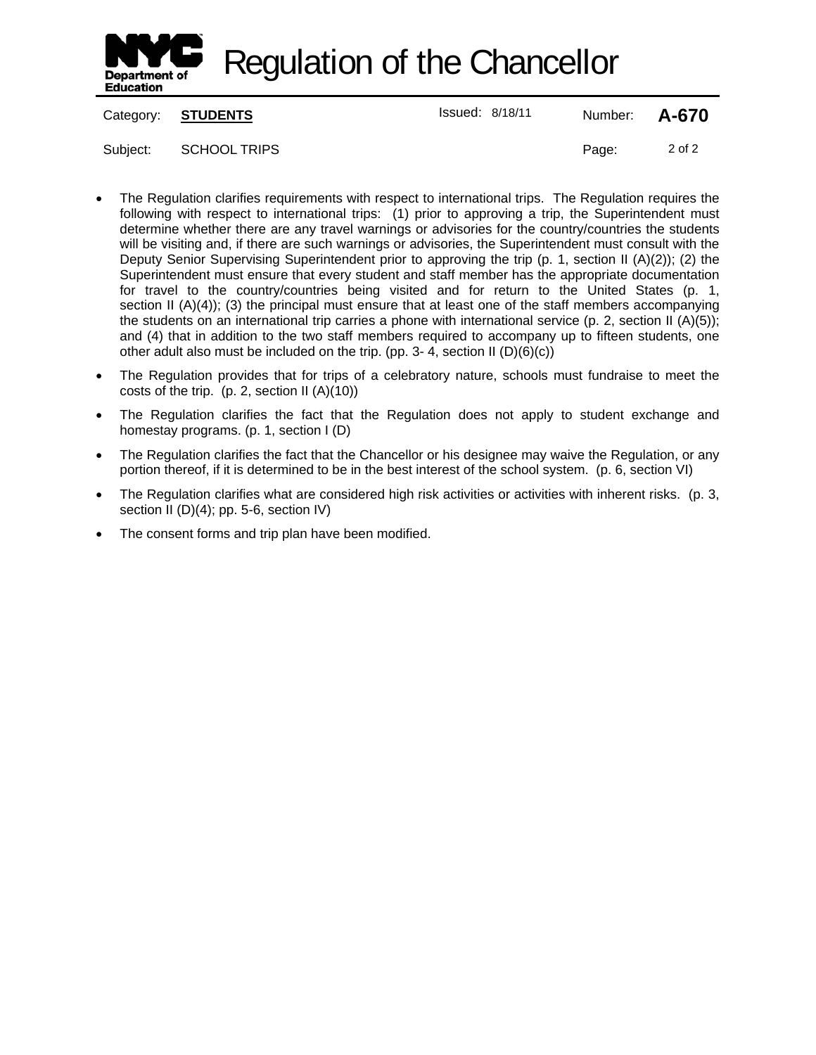- The Regulation clarifies requirements with respect to international trips. The Regulation requires the following with respect to international trips: (1) prior to approving a trip, the Superintendent must determine whether there are any travel warnings or advisories for the country/countries the students will be visiting and, if there are such warnings or advisories, the Superintendent must consult with the Deputy Senior Supervising Superintendent prior to approving the trip (p. 1, section II (A)(2)); (2) the Superintendent must ensure that every student and staff member has the appropriate documentation for travel to the country/countries being visited and for return to the United States (p. 1, section II (A)(4)); (3) the principal must ensure that at least one of the staff members accompanying the students on an international trip carries a phone with international service (p. 2, section II (A)(5)); and (4) that in addition to the two staff members required to accompany up to fifteen students, one other adult also must be included on the trip. (pp. 3- 4, section II (D)(6)(c))
- The Regulation provides that for trips of a celebratory nature, schools must fundraise to meet the costs of the trip. (p. 2, section II (A)(10))
- The Regulation clarifies the fact that the Regulation does not apply to student exchange and homestay programs. (p. 1, section I (D)
- The Regulation clarifies the fact that the Chancellor or his designee may waive the Regulation, or any portion thereof, if it is determined to be in the best interest of the school system. (p. 6, section VI)
- The Regulation clarifies what are considered high risk activities or activities with inherent risks. (p. 3, section II (D)(4); pp. 5-6, section IV)
- The consent forms and trip plan have been modified.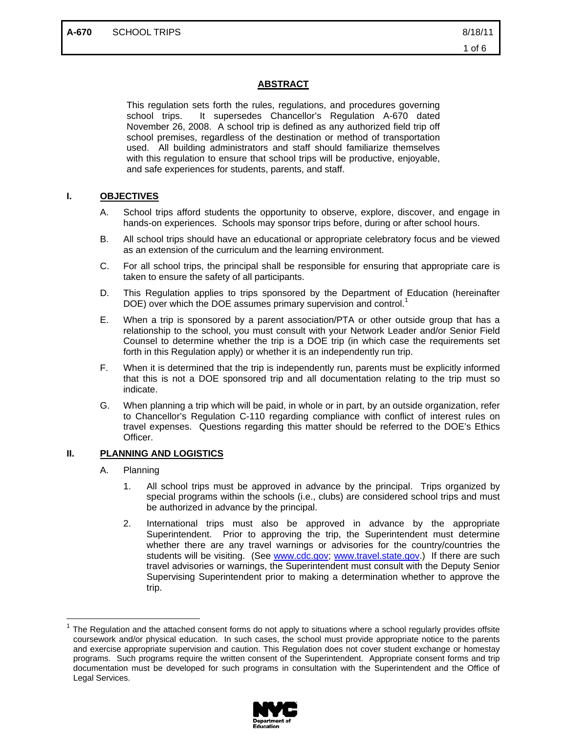## ABSTRACT

This regulation sets forth the rules, regulations, and procedures governing school trips. It supersedes Chancellor's Regulation A-670 dated November 26, 2008. A school trip is defined as any authorized field trip off school premises, regardless of the destination or method of transportation used. All building administrators and staff should familiarize themselves with this regulation to ensure that school trips will be productive, enjoyable, and safe experiences for students, parents, and staff.

## I. OBJECTIVES

A. School trips afford students the opportunity to observe, explore, discover, and engage in hands-on experiences. Schools may sponsor trips before, during or after school hours.

B. All school trips should have an educational or appropriate celebratory focus and be viewed as an extension of the curriculum and the learning environment.

C. For all school trips, the principal shall be responsible for ensuring that appropriate care is taken to ensure the safety of all participants.

D. This Regulation applies to trips sponsored by the Department of Education (hereinafter DOE) over which the DOE assumes primary supervision and control.[1]

E. When a trip is sponsored by a parent association/PTA or other outside group that has a relationship to the school, you must consult with your Network Leader and/or Senior Field Counsel to determine whether the trip is a DOE trip (in which case the requirements set forth in this Regulation apply) or whether it is an independently run trip.

F. When it is determined that the trip is independently run, parents must be explicitly informed that this is not a DOE sponsored trip and all documentation relating to the trip must so indicate.

G. When planning a trip which will be paid, in whole or in part, by an outside organization, refer to Chancellor's Regulation C-110 regarding compliance with conflict of interest rules on travel expenses. Questions regarding this matter should be referred to the DOE's Ethics Officer.

## II. PLANNING AND LOGISTICS

A. Planning

1. All school trips must be approved in advance by the principal. Trips organized by special programs within the schools (i.e., clubs) are considered school trips and must be authorized in advance by the principal.

2. International trips must also be approved in advance by the appropriate Superintendent. Prior to approving the trip, the Superintendent must determine whether there are any travel warnings or advisories for the country/countries the students will be visiting. (See www.cdc.gov; www.travel.state.gov.) If there are such travel advisories or warnings, the Superintendent must consult with the Deputy Senior Supervising Superintendent prior to making a determination whether to approve the trip.

---

[1] The Regulation and the attached consent forms do not apply to situations where a school regularly provides offsite coursework and/or physical education. In such cases, the school must provide appropriate notice to the parents and exercise appropriate supervision and caution. This Regulation does not cover student exchange or homestay programs. Such programs require the written consent of the Superintendent. Appropriate consent forms and trip documentation must be developed for such programs in consultation with the Superintendent and the Office of Legal Services.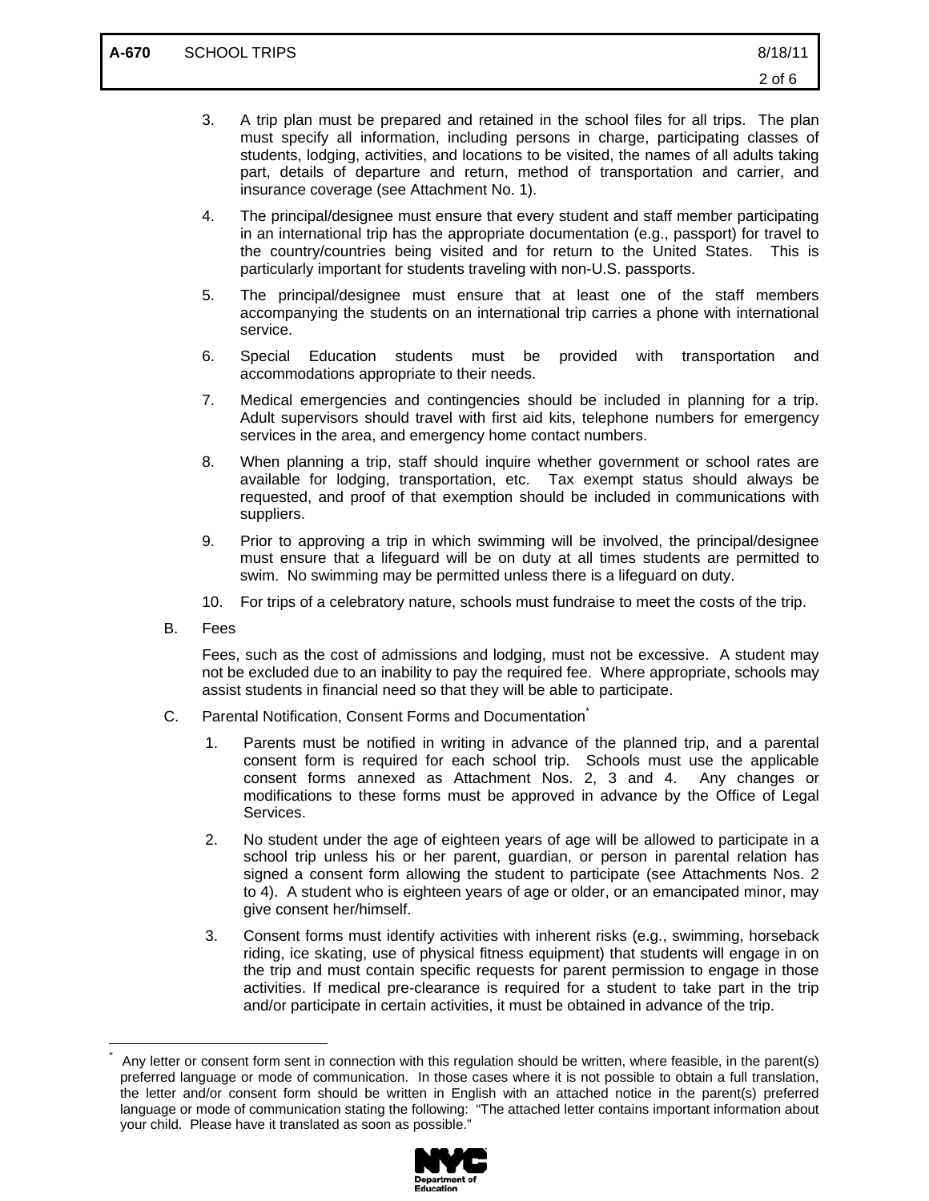3. A trip plan must be prepared and retained in the school files for all trips. The plan must specify all information, including persons in charge, participating classes of students, lodging, activities, and locations to be visited, the names of all adults taking part, details of departure and return, method of transportation and carrier, and insurance coverage (see Attachment No. 1).

4. The principal/designee must ensure that every student and staff member participating in an international trip has the appropriate documentation (e.g., passport) for travel to the country/countries being visited and for return to the United States. This is particularly important for students traveling with non-U.S. passports.

5. The principal/designee must ensure that at least one of the staff members accompanying the students on an international trip carries a phone with international service.

6. Special Education students must be provided with transportation and accommodations appropriate to their needs.

7. Medical emergencies and contingencies should be included in planning for a trip. Adult supervisors should travel with first aid kits, telephone numbers for emergency services in the area, and emergency home contact numbers.

8. When planning a trip, staff should inquire whether government or school rates are available for lodging, transportation, etc. Tax exempt status should always be requested, and proof of that exemption should be included in communications with suppliers.

9. Prior to approving a trip in which swimming will be involved, the principal/designee must ensure that a lifeguard will be on duty at all times students are permitted to swim. No swimming may be permitted unless there is a lifeguard on duty.

10. For trips of a celebratory nature, schools must fundraise to meet the costs of the trip.

B. Fees

Fees, such as the cost of admissions and lodging, must not be excessive. A student may not be excluded due to an inability to pay the required fee. Where appropriate, schools may assist students in financial need so that they will be able to participate.

C. Parental Notification, Consent Forms and Documentation*

1. Parents must be notified in writing in advance of the planned trip, and a parental consent form is required for each school trip. Schools must use the applicable consent forms annexed as Attachment Nos. 2, 3 and 4. Any changes or modifications to these forms must be approved in advance by the Office of Legal Services.

2. No student under the age of eighteen years of age will be allowed to participate in a school trip unless his or her parent, guardian, or person in parental relation has signed a consent form allowing the student to participate (see Attachments Nos. 2 to 4). A student who is eighteen years of age or older, or an emancipated minor, may give consent her/himself.

3. Consent forms must identify activities with inherent risks (e.g., swimming, horseback riding, ice skating, use of physical fitness equipment) that students will engage in on the trip and must contain specific requests for parent permission to engage in those activities. If medical pre-clearance is required for a student to take part in the trip and/or participate in certain activities, it must be obtained in advance of the trip.

---

* Any letter or consent form sent in connection with this regulation should be written, where feasible, in the parent(s) preferred language or mode of communication. In those cases where it is not possible to obtain a full translation, the letter and/or consent form should be written in English with an attached notice in the parent(s) preferred language or mode of communication stating the following: "The attached letter contains important information about your child. Please have it translated as soon as possible."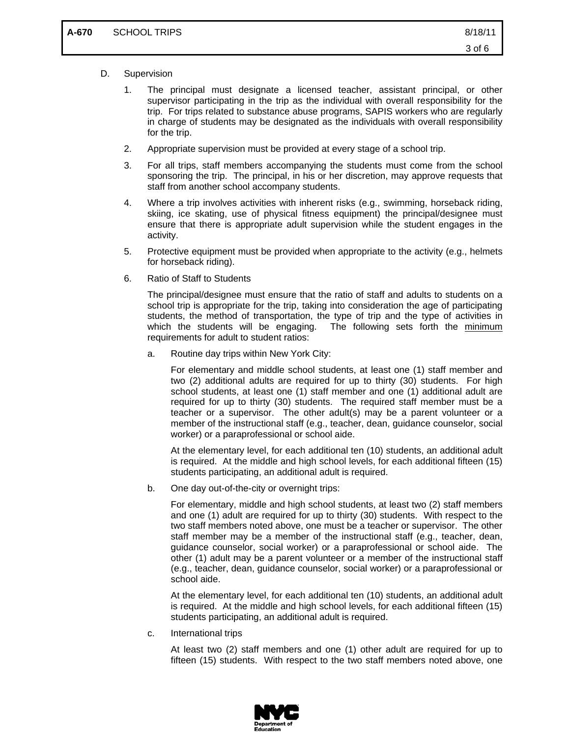D. Supervision

1. The principal must designate a licensed teacher, assistant principal, or other supervisor participating in the trip as the individual with overall responsibility for the trip. For trips related to substance abuse programs, SAPIS workers who are regularly in charge of students may be designated as the individuals with overall responsibility for the trip.

2. Appropriate supervision must be provided at every stage of a school trip.

3. For all trips, staff members accompanying the students must come from the school sponsoring the trip. The principal, in his or her discretion, may approve requests that staff from another school accompany students.

4. Where a trip involves activities with inherent risks (e.g., swimming, horseback riding, skiing, ice skating, use of physical fitness equipment) the principal/designee must ensure that there is appropriate adult supervision while the student engages in the activity.

5. Protective equipment must be provided when appropriate to the activity (e.g., helmets for horseback riding).

6. Ratio of Staff to Students

   The principal/designee must ensure that the ratio of staff and adults to students on a school trip is appropriate for the trip, taking into consideration the age of participating students, the method of transportation, the type of trip and the type of activities in which the students will be engaging. The following sets forth the <u>minimum</u> requirements for adult to student ratios:

   a. Routine day trips within New York City:

      For elementary and middle school students, at least one (1) staff member and two (2) additional adults are required for up to thirty (30) students. For high school students, at least one (1) staff member and one (1) additional adult are required for up to thirty (30) students. The required staff member must be a teacher or a supervisor. The other adult(s) may be a parent volunteer or a member of the instructional staff (e.g., teacher, dean, guidance counselor, social worker) or a paraprofessional or school aide.

      At the elementary level, for each additional ten (10) students, an additional adult is required. At the middle and high school levels, for each additional fifteen (15) students participating, an additional adult is required.

   b. One day out-of-the-city or overnight trips:

      For elementary, middle and high school students, at least two (2) staff members and one (1) adult are required for up to thirty (30) students. With respect to the two staff members noted above, one must be a teacher or supervisor. The other staff member may be a member of the instructional staff (e.g., teacher, dean, guidance counselor, social worker) or a paraprofessional or school aide. The other (1) adult may be a parent volunteer or a member of the instructional staff (e.g., teacher, dean, guidance counselor, social worker) or a paraprofessional or school aide.

      At the elementary level, for each additional ten (10) students, an additional adult is required. At the middle and high school levels, for each additional fifteen (15) students participating, an additional adult is required.

   c. International trips

      At least two (2) staff members and one (1) other adult are required for up to fifteen (15) students. With respect to the two staff members noted above, one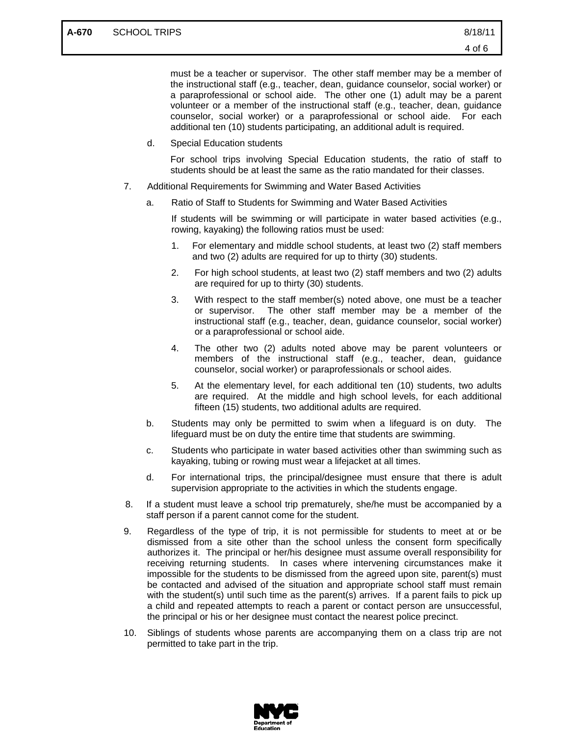must be a teacher or supervisor. The other staff member may be a member of the instructional staff (e.g., teacher, dean, guidance counselor, social worker) or a paraprofessional or school aide. The other one (1) adult may be a parent volunteer or a member of the instructional staff (e.g., teacher, dean, guidance counselor, social worker) or a paraprofessional or school aide. For each additional ten (10) students participating, an additional adult is required.

d. Special Education students

For school trips involving Special Education students, the ratio of staff to students should be at least the same as the ratio mandated for their classes.

7. Additional Requirements for Swimming and Water Based Activities

   a. Ratio of Staff to Students for Swimming and Water Based Activities

   If students will be swimming or will participate in water based activities (e.g., rowing, kayaking) the following ratios must be used:

   1. For elementary and middle school students, at least two (2) staff members and two (2) adults are required for up to thirty (30) students.
   2. For high school students, at least two (2) staff members and two (2) adults are required for up to thirty (30) students.
   3. With respect to the staff member(s) noted above, one must be a teacher or supervisor. The other staff member may be a member of the instructional staff (e.g., teacher, dean, guidance counselor, social worker) or a paraprofessional or school aide.
   4. The other two (2) adults noted above may be parent volunteers or members of the instructional staff (e.g., teacher, dean, guidance counselor, social worker) or paraprofessionals or school aides.
   5. At the elementary level, for each additional ten (10) students, two adults are required. At the middle and high school levels, for each additional fifteen (15) students, two additional adults are required.

   b. Students may only be permitted to swim when a lifeguard is on duty. The lifeguard must be on duty the entire time that students are swimming.

   c. Students who participate in water based activities other than swimming such as kayaking, tubing or rowing must wear a lifejacket at all times.

   d. For international trips, the principal/designee must ensure that there is adult supervision appropriate to the activities in which the students engage.

8. If a student must leave a school trip prematurely, she/he must be accompanied by a staff person if a parent cannot come for the student.

9. Regardless of the type of trip, it is not permissible for students to meet at or be dismissed from a site other than the school unless the consent form specifically authorizes it. The principal or her/his designee must assume overall responsibility for receiving returning students. In cases where intervening circumstances make it impossible for the students to be dismissed from the agreed upon site, parent(s) must be contacted and advised of the situation and appropriate school staff must remain with the student(s) until such time as the parent(s) arrives. If a parent fails to pick up a child and repeated attempts to reach a parent or contact person are unsuccessful, the principal or his or her designee must contact the nearest police precinct.

10. Siblings of students whose parents are accompanying them on a class trip are not permitted to take part in the trip.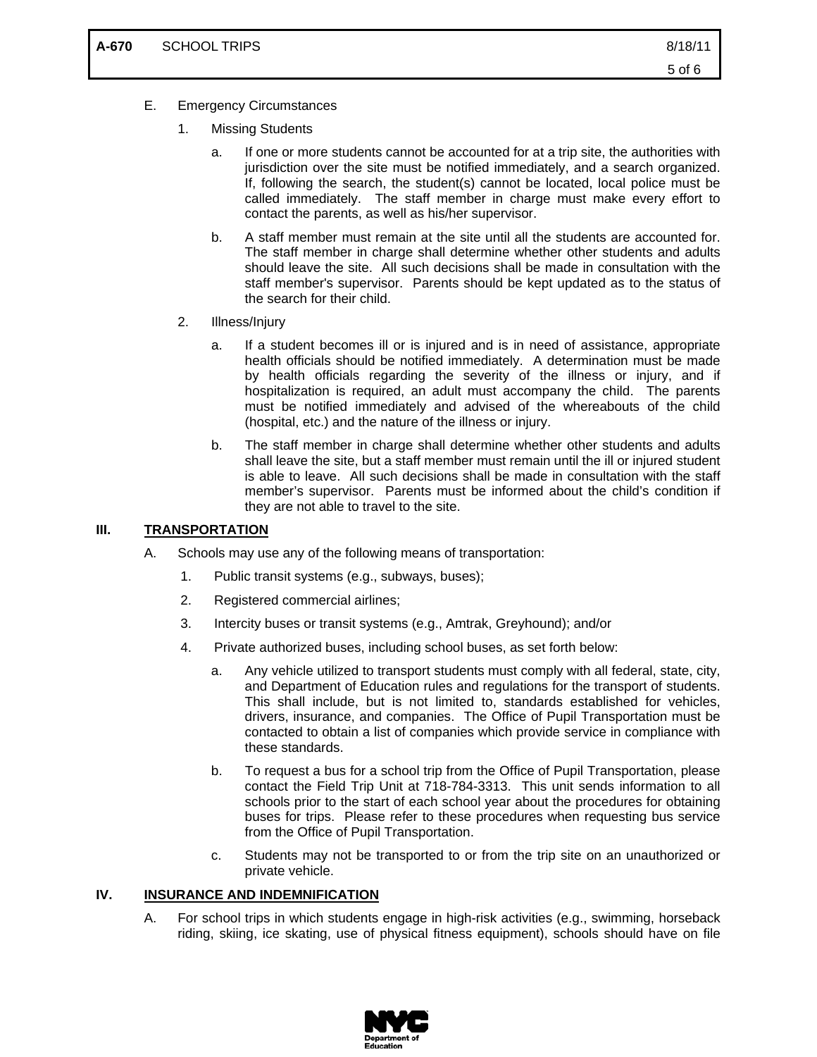E. Emergency Circumstances

1. Missing Students

   a. If one or more students cannot be accounted for at a trip site, the authorities with jurisdiction over the site must be notified immediately, and a search organized. If, following the search, the student(s) cannot be located, local police must be called immediately. The staff member in charge must make every effort to contact the parents, as well as his/her supervisor.

   b. A staff member must remain at the site until all the students are accounted for. The staff member in charge shall determine whether other students and adults should leave the site. All such decisions shall be made in consultation with the staff member's supervisor. Parents should be kept updated as to the status of the search for their child.

2. Illness/Injury

   a. If a student becomes ill or is injured and is in need of assistance, appropriate health officials should be notified immediately. A determination must be made by health officials regarding the severity of the illness or injury, and if hospitalization is required, an adult must accompany the child. The parents must be notified immediately and advised of the whereabouts of the child (hospital, etc.) and the nature of the illness or injury.

   b. The staff member in charge shall determine whether other students and adults shall leave the site, but a staff member must remain until the ill or injured student is able to leave. All such decisions shall be made in consultation with the staff member's supervisor. Parents must be informed about the child's condition if they are not able to travel to the site.

## III. TRANSPORTATION

A. Schools may use any of the following means of transportation:

1. Public transit systems (e.g., subways, buses);
2. Registered commercial airlines;
3. Intercity buses or transit systems (e.g., Amtrak, Greyhound); and/or
4. Private authorized buses, including school buses, as set forth below:

   a. Any vehicle utilized to transport students must comply with all federal, state, city, and Department of Education rules and regulations for the transport of students. This shall include, but is not limited to, standards established for vehicles, drivers, insurance, and companies. The Office of Pupil Transportation must be contacted to obtain a list of companies which provide service in compliance with these standards.

   b. To request a bus for a school trip from the Office of Pupil Transportation, please contact the Field Trip Unit at 718-784-3313. This unit sends information to all schools prior to the start of each school year about the procedures for obtaining buses for trips. Please refer to these procedures when requesting bus service from the Office of Pupil Transportation.

   c. Students may not be transported to or from the trip site on an unauthorized or private vehicle.

## IV. INSURANCE AND INDEMNIFICATION

A. For school trips in which students engage in high-risk activities (e.g., swimming, horseback riding, skiing, ice skating, use of physical fitness equipment), schools should have on file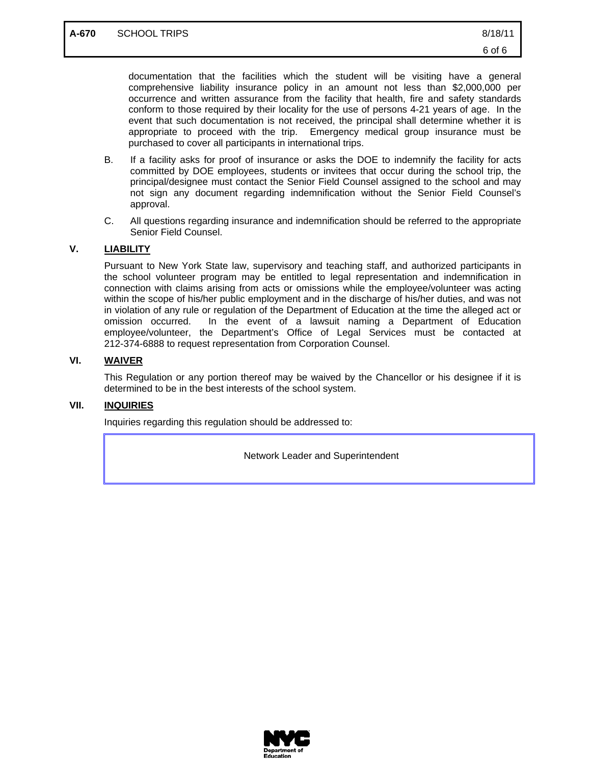documentation that the facilities which the student will be visiting have a general comprehensive liability insurance policy in an amount not less than $2,000,000 per occurrence and written assurance from the facility that health, fire and safety standards conform to those required by their locality for the use of persons 4-21 years of age. In the event that such documentation is not received, the principal shall determine whether it is appropriate to proceed with the trip. Emergency medical group insurance must be purchased to cover all participants in international trips.

B. If a facility asks for proof of insurance or asks the DOE to indemnify the facility for acts committed by DOE employees, students or invitees that occur during the school trip, the principal/designee must contact the Senior Field Counsel assigned to the school and may not sign any document regarding indemnification without the Senior Field Counsel's approval.

C. All questions regarding insurance and indemnification should be referred to the appropriate Senior Field Counsel.

## V. LIABILITY

Pursuant to New York State law, supervisory and teaching staff, and authorized participants in the school volunteer program may be entitled to legal representation and indemnification in connection with claims arising from acts or omissions while the employee/volunteer was acting within the scope of his/her public employment and in the discharge of his/her duties, and was not in violation of any rule or regulation of the Department of Education at the time the alleged act or omission occurred. In the event of a lawsuit naming a Department of Education employee/volunteer, the Department's Office of Legal Services must be contacted at 212-374-6888 to request representation from Corporation Counsel.

## VI. WAIVER

This Regulation or any portion thereof may be waived by the Chancellor or his designee if it is determined to be in the best interests of the school system.

## VII. INQUIRIES

Inquiries regarding this regulation should be addressed to:

| Network Leader and Superintendent |
| --- |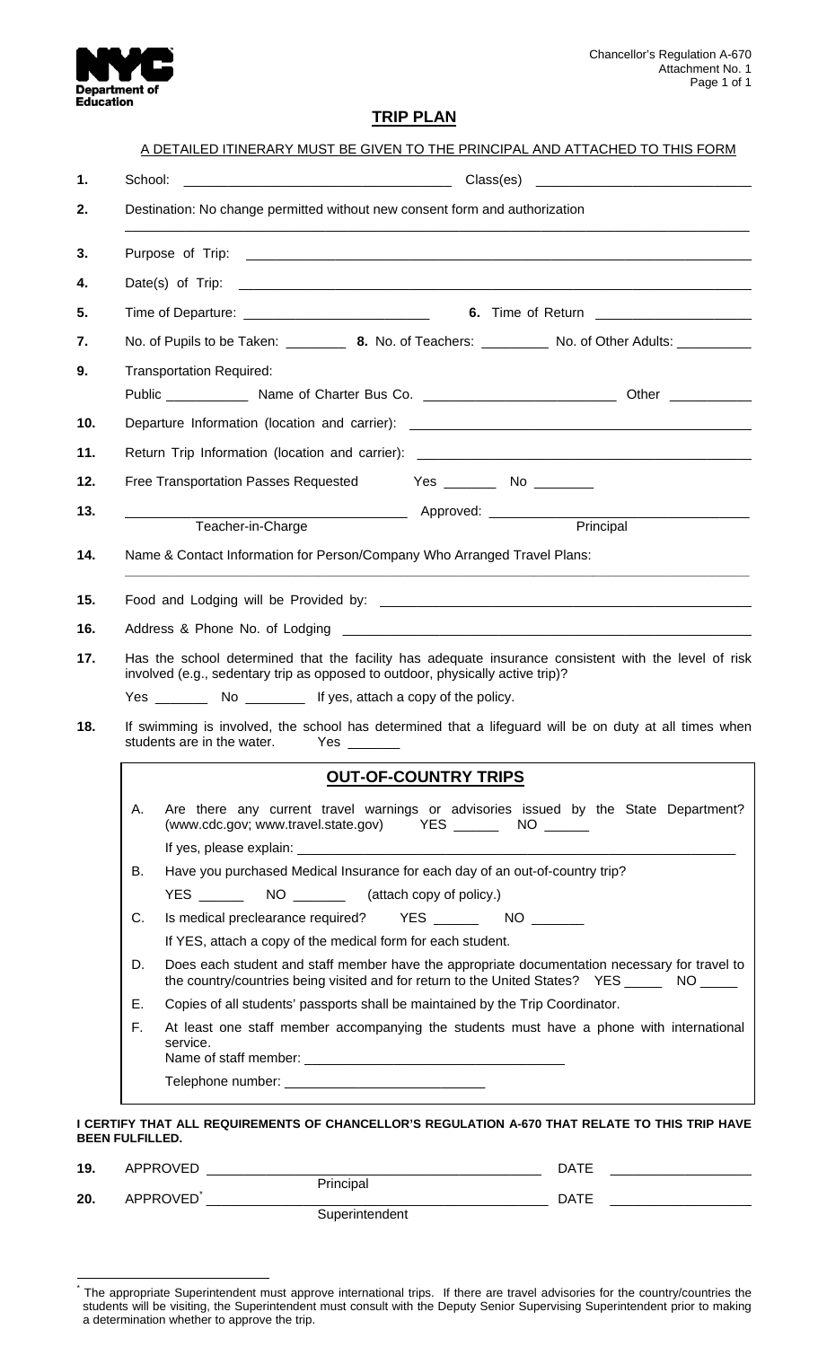NYC Department of Education

Chancellor's Regulation A-670
Attachment No. 1
Page 1 of 1

# TRIP PLAN

A DETAILED ITINERARY MUST BE GIVEN TO THE PRINCIPAL AND ATTACHED TO THIS FORM

1. School: ______________________ Class(es) ______________________
2. Destination: No change permitted without new consent form and authorization
   ______________________________________________
3. Purpose of Trip: ______________________________________________
4. Date(s) of Trip: ______________________________________________
5. Time of Departure: ______________________ **6.** Time of Return ______________________
7. No. of Pupils to be Taken: ________ **8.** No. of Teachers: ________ No. of Other Adults: ________
9. Transportation Required:
   Public ________ Name of Charter Bus Co. ______________________ Other ________
10. Departure Information (location and carrier): ______________________________________________
11. Return Trip Information (location and carrier): ______________________________________________
12. Free Transportation Passes Requested Yes ________ No ________
13. ______________________ Approved: ______________________
    Teacher-in-Charge Principal
14. Name & Contact Information for Person/Company Who Arranged Travel Plans:
    ______________________________________________
15. Food and Lodging will be Provided by: ______________________________________________
16. Address & Phone No. of Lodging ______________________________________________
17. Has the school determined that the facility has adequate insurance consistent with the level of risk involved (e.g., sedentary trip as opposed to outdoor, physically active trip)?
    Yes ________ No ________ If yes, attach a copy of the policy.
18. If swimming is involved, the school has determined that a lifeguard will be on duty at all times when students are in the water. Yes ________

## OUT-OF-COUNTRY TRIPS

A. Are there any current travel warnings or advisories issued by the State Department? (www.cdc.gov; www.travel.state.gov) YES ______ NO ______
   If yes, please explain: ______________________________________________
B. Have you purchased Medical Insurance for each day of an out-of-country trip?
   YES ______ NO ______ (attach copy of policy.)
C. Is medical preclearance required? YES ______ NO ______
   If YES, attach a copy of the medical form for each student.
D. Does each student and staff member have the appropriate documentation necessary for travel to the country/countries being visited and for return to the United States? YES _____ NO _____
E. Copies of all students' passports shall be maintained by the Trip Coordinator.
F. At least one staff member accompanying the students must have a phone with international service.
   Name of staff member: ______________________
   Telephone number: ______________________

**I CERTIFY THAT ALL REQUIREMENTS OF CHANCELLOR'S REGULATION A-670 THAT RELATE TO THIS TRIP HAVE BEEN FULFILLED.**

19. APPROVED ______________________ DATE ______________
    Principal
20. APPROVED* ______________________ DATE ______________
    Superintendent

* The appropriate Superintendent must approve international trips. If there are travel advisories for the country/countries the students will be visiting, the Superintendent must consult with the Deputy Senior Supervising Superintendent prior to making a determination whether to approve the trip.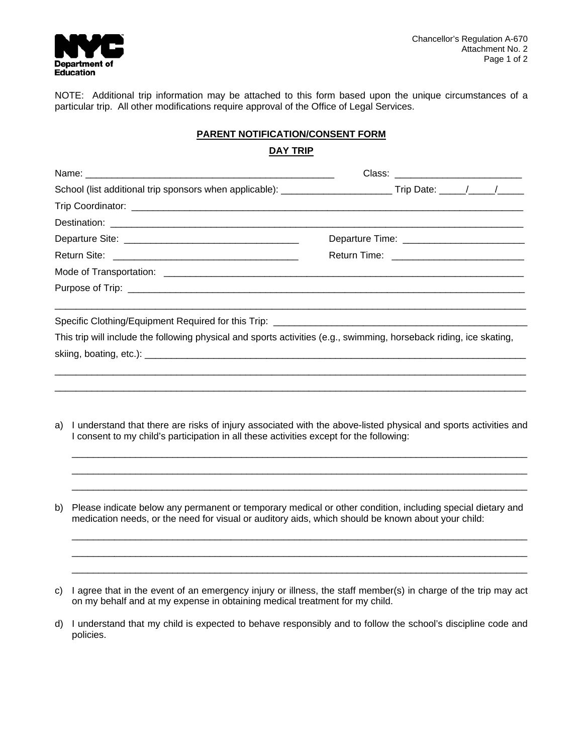NOTE: Additional trip information may be attached to this form based upon the unique circumstances of a particular trip. All other modifications require approval of the Office of Legal Services.

## PARENT NOTIFICATION/CONSENT FORM

## DAY TRIP

Name: _______________________________________________ Class: ________________________

School (list additional trip sponsors when applicable): ____________________ Trip Date: _____/_____/_____

Trip Coordinator: ___________________________________________________________________________

Destination: _______________________________________________________________________________

Departure Site: ________________________________ Departure Time: ______________________

Return Site: __________________________________ Return Time: ________________________

Mode of Transportation: ______________________________________________________________________

Purpose of Trip: ____________________________________________________________________________

_____________________________________________________________________________________________

Specific Clothing/Equipment Required for this Trip: _______________________________________________

This trip will include the following physical and sports activities (e.g., swimming, horseback riding, ice skating, skiing, boating, etc.): ___________________________________________________________________________

_____________________________________________________________________________________________

_____________________________________________________________________________________________

a) I understand that there are risks of injury associated with the above-listed physical and sports activities and I consent to my child's participation in all these activities except for the following:

   _____________________________________________________________________________________________

   _____________________________________________________________________________________________

   _____________________________________________________________________________________________

b) Please indicate below any permanent or temporary medical or other condition, including special dietary and medication needs, or the need for visual or auditory aids, which should be known about your child:

   _____________________________________________________________________________________________

   _____________________________________________________________________________________________

   _____________________________________________________________________________________________

c) I agree that in the event of an emergency injury or illness, the staff member(s) in charge of the trip may act on my behalf and at my expense in obtaining medical treatment for my child.

d) I understand that my child is expected to behave responsibly and to follow the school's discipline code and policies.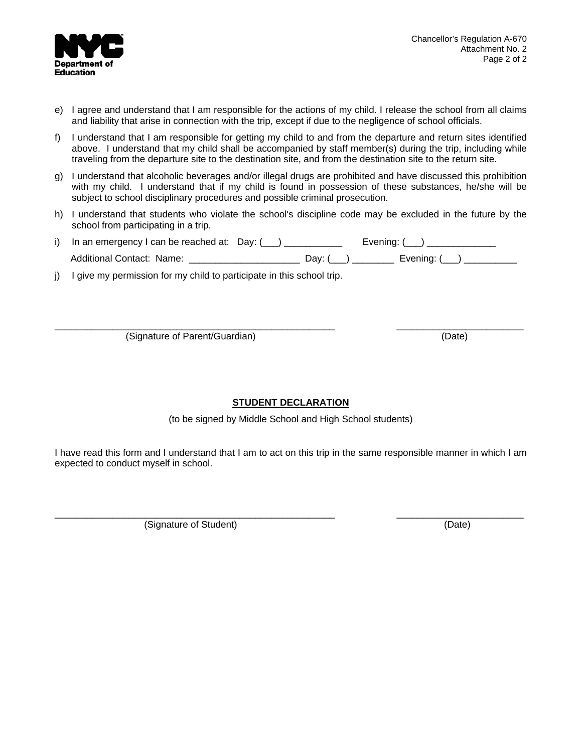e) I agree and understand that I am responsible for the actions of my child. I release the school from all claims and liability that arise in connection with the trip, except if due to the negligence of school officials.

f) I understand that I am responsible for getting my child to and from the departure and return sites identified above. I understand that my child shall be accompanied by staff member(s) during the trip, including while traveling from the departure site to the destination site, and from the destination site to the return site.

g) I understand that alcoholic beverages and/or illegal drugs are prohibited and have discussed this prohibition with my child. I understand that if my child is found in possession of these substances, he/she will be subject to school disciplinary procedures and possible criminal prosecution.

h) I understand that students who violate the school's discipline code may be excluded in the future by the school from participating in a trip.

i) In an emergency I can be reached at: Day: (___) ___________ Evening: (___) _____________

   Additional Contact: Name: _____________________ Day: (___) ________ Evening: (___) __________

j) I give my permission for my child to participate in this school trip.

_______________________________________________________ ________________________
(Signature of Parent/Guardian) (Date)

## STUDENT DECLARATION

(to be signed by Middle School and High School students)

I have read this form and I understand that I am to act on this trip in the same responsible manner in which I am expected to conduct myself in school.

_______________________________________________________ ________________________
(Signature of Student) (Date)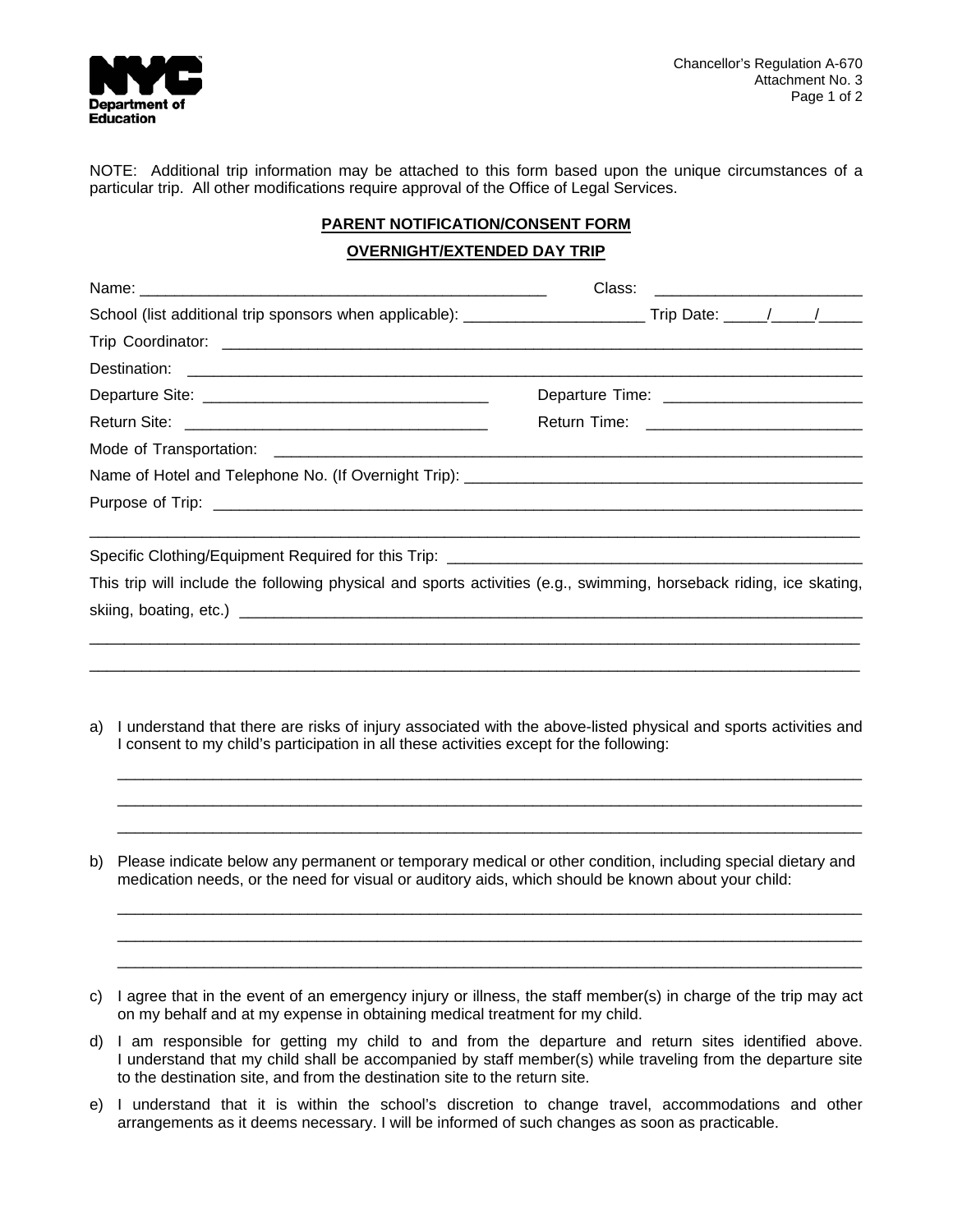NOTE: Additional trip information may be attached to this form based upon the unique circumstances of a particular trip. All other modifications require approval of the Office of Legal Services.

## PARENT NOTIFICATION/CONSENT FORM

## OVERNIGHT/EXTENDED DAY TRIP

Name: _______________________________________________ Class: _______________________

School (list additional trip sponsors when applicable): _____________________ Trip Date: _____/_____/_____

Trip Coordinator: ___________________________________________________________________________

Destination: ________________________________________________________________________________

Departure Site: _________________________________ Departure Time: ______________________

Return Site: ___________________________________ Return Time: ________________________

Mode of Transportation: _______________________________________________________________________

Name of Hotel and Telephone No. (If Overnight Trip): _______________________________________________

Purpose of Trip: _____________________________________________________________________________

______________________________________________________________________________________________

Specific Clothing/Equipment Required for this Trip: ______________________________________________

This trip will include the following physical and sports activities (e.g., swimming, horseback riding, ice skating, skiing, boating, etc.) _______________________________________________________________________

______________________________________________________________________________________________

______________________________________________________________________________________________

a) I understand that there are risks of injury associated with the above-listed physical and sports activities and I consent to my child's participation in all these activities except for the following:

   ______________________________________________________________________________________

   ______________________________________________________________________________________

   ______________________________________________________________________________________

b) Please indicate below any permanent or temporary medical or other condition, including special dietary and medication needs, or the need for visual or auditory aids, which should be known about your child:

   ______________________________________________________________________________________

   ______________________________________________________________________________________

   ______________________________________________________________________________________

c) I agree that in the event of an emergency injury or illness, the staff member(s) in charge of the trip may act on my behalf and at my expense in obtaining medical treatment for my child.

d) I am responsible for getting my child to and from the departure and return sites identified above. I understand that my child shall be accompanied by staff member(s) while traveling from the departure site to the destination site, and from the destination site to the return site.

e) I understand that it is within the school's discretion to change travel, accommodations and other arrangements as it deems necessary. I will be informed of such changes as soon as practicable.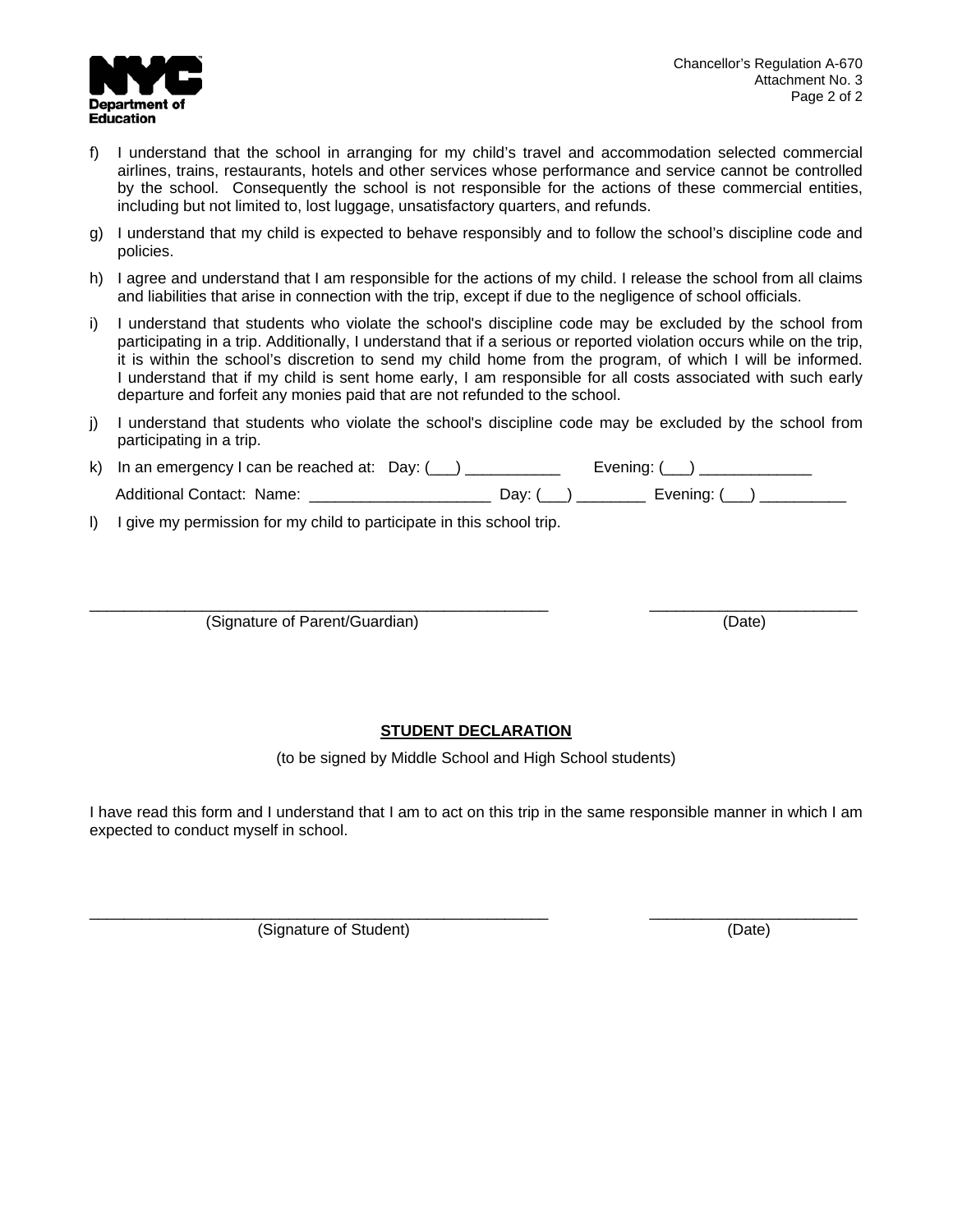f) I understand that the school in arranging for my child's travel and accommodation selected commercial airlines, trains, restaurants, hotels and other services whose performance and service cannot be controlled by the school. Consequently the school is not responsible for the actions of these commercial entities, including but not limited to, lost luggage, unsatisfactory quarters, and refunds.

g) I understand that my child is expected to behave responsibly and to follow the school's discipline code and policies.

h) I agree and understand that I am responsible for the actions of my child. I release the school from all claims and liabilities that arise in connection with the trip, except if due to the negligence of school officials.

i) I understand that students who violate the school's discipline code may be excluded by the school from participating in a trip. Additionally, I understand that if a serious or reported violation occurs while on the trip, it is within the school's discretion to send my child home from the program, of which I will be informed. I understand that if my child is sent home early, I am responsible for all costs associated with such early departure and forfeit any monies paid that are not refunded to the school.

j) I understand that students who violate the school's discipline code may be excluded by the school from participating in a trip.

k) In an emergency I can be reached at: Day: (___) ___________ Evening: (___) _____________

Additional Contact: Name: _____________________ Day: (___) ________ Evening: (___) __________

l) I give my permission for my child to participate in this school trip.

_______________________________________________________ ________________________

(Signature of Parent/Guardian) (Date)

## STUDENT DECLARATION

(to be signed by Middle School and High School students)

I have read this form and I understand that I am to act on this trip in the same responsible manner in which I am expected to conduct myself in school.

_______________________________________________________ ________________________

(Signature of Student) (Date)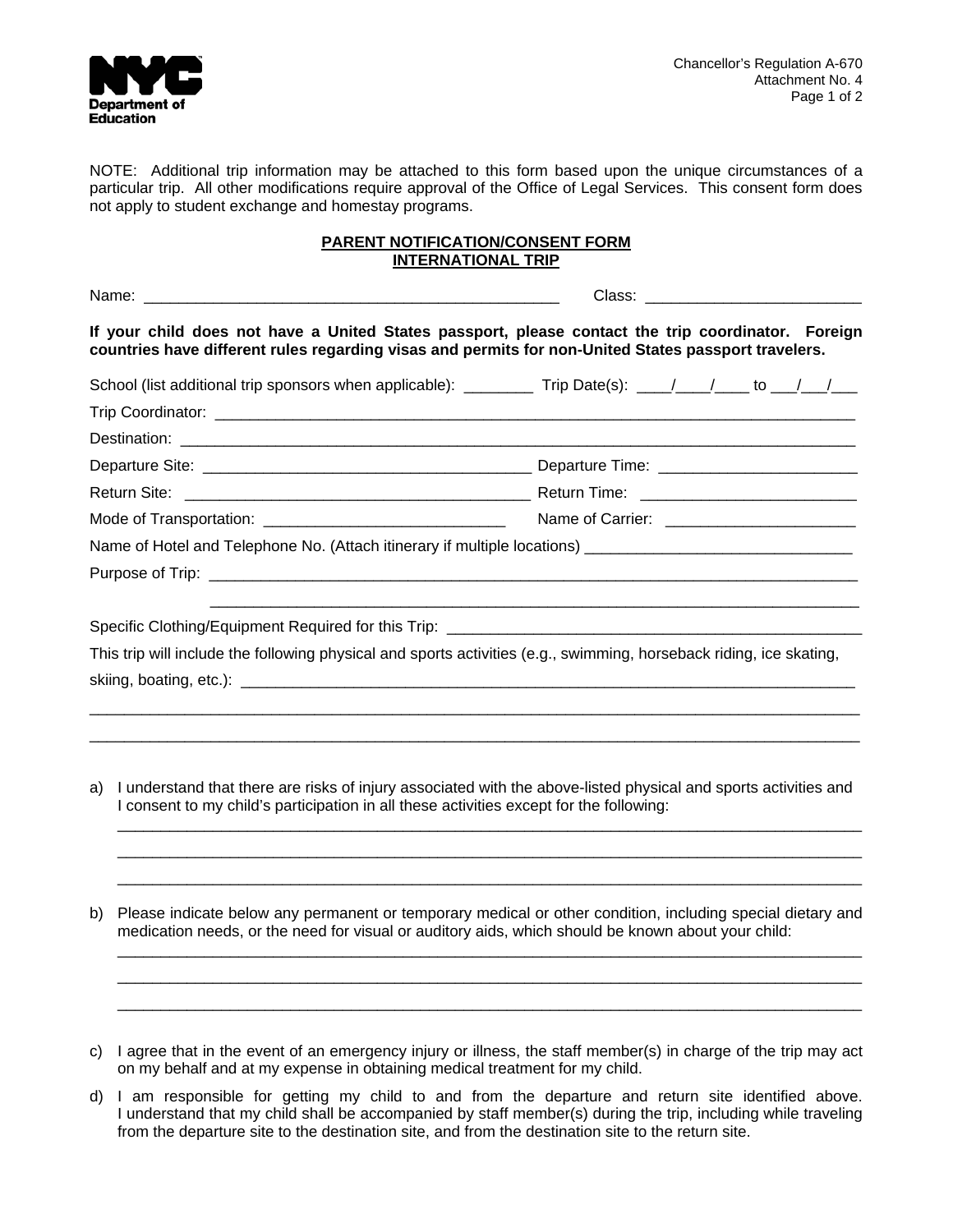NOTE: Additional trip information may be attached to this form based upon the unique circumstances of a particular trip. All other modifications require approval of the Office of Legal Services. This consent form does not apply to student exchange and homestay programs.

## PARENT NOTIFICATION/CONSENT FORM INTERNATIONAL TRIP

Name: ________________________________________________ Class: ________________________

**If your child does not have a United States passport, please contact the trip coordinator. Foreign countries have different rules regarding visas and permits for non-United States passport travelers.**

School (list additional trip sponsors when applicable): ________ Trip Date(s): ____/____/____ to ___/___/___

Trip Coordinator: ____________________________________________________________________________

Destination: ________________________________________________________________________________

Departure Site: ______________________________________ Departure Time: ______________________

Return Site: ________________________________________ Return Time: ________________________

Mode of Transportation: ___________________________ Name of Carrier: _____________________

Name of Hotel and Telephone No. (Attach itinerary if multiple locations) ______________________________

Purpose of Trip: _____________________________________________________________________________

_____________________________________________________________________________

Specific Clothing/Equipment Required for this Trip: ______________________________________________

This trip will include the following physical and sports activities (e.g., swimming, horseback riding, ice skating, skiing, boating, etc.): _________________________________________________________________________

______________________________________________________________________________________________

______________________________________________________________________________________________

a) I understand that there are risks of injury associated with the above-listed physical and sports activities and I consent to my child's participation in all these activities except for the following:
   ______________________________________________________________________________________________
   ______________________________________________________________________________________________
   ______________________________________________________________________________________________

b) Please indicate below any permanent or temporary medical or other condition, including special dietary and medication needs, or the need for visual or auditory aids, which should be known about your child:
   ______________________________________________________________________________________________
   ______________________________________________________________________________________________
   ______________________________________________________________________________________________

c) I agree that in the event of an emergency injury or illness, the staff member(s) in charge of the trip may act on my behalf and at my expense in obtaining medical treatment for my child.

d) I am responsible for getting my child to and from the departure and return site identified above. I understand that my child shall be accompanied by staff member(s) during the trip, including while traveling from the departure site to the destination site, and from the destination site to the return site.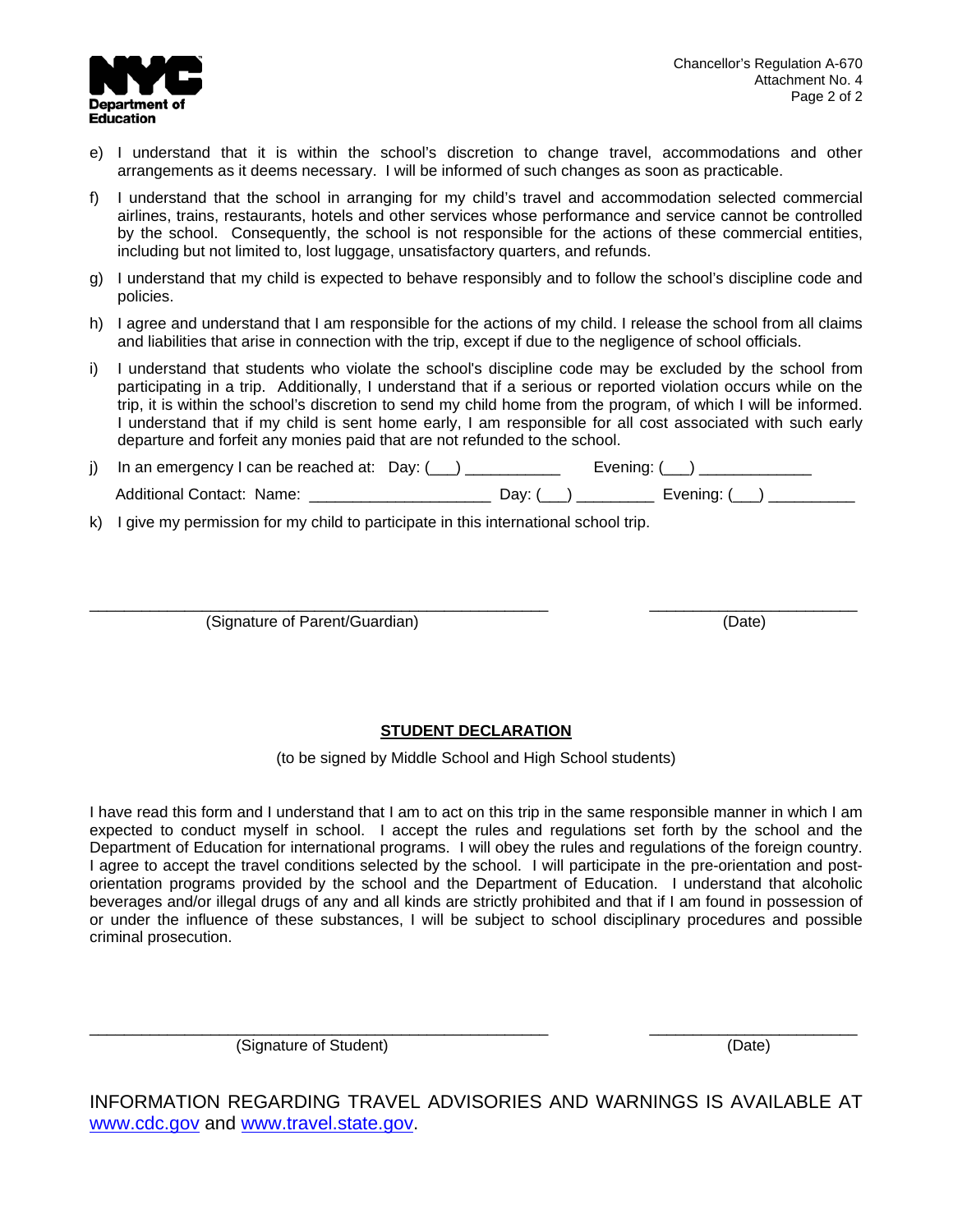e) I understand that it is within the school's discretion to change travel, accommodations and other arrangements as it deems necessary. I will be informed of such changes as soon as practicable.

f) I understand that the school in arranging for my child's travel and accommodation selected commercial airlines, trains, restaurants, hotels and other services whose performance and service cannot be controlled by the school. Consequently, the school is not responsible for the actions of these commercial entities, including but not limited to, lost luggage, unsatisfactory quarters, and refunds.

g) I understand that my child is expected to behave responsibly and to follow the school's discipline code and policies.

h) I agree and understand that I am responsible for the actions of my child. I release the school from all claims and liabilities that arise in connection with the trip, except if due to the negligence of school officials.

i) I understand that students who violate the school's discipline code may be excluded by the school from participating in a trip. Additionally, I understand that if a serious or reported violation occurs while on the trip, it is within the school's discretion to send my child home from the program, of which I will be informed. I understand that if my child is sent home early, I am responsible for all cost associated with such early departure and forfeit any monies paid that are not refunded to the school.

j) In an emergency I can be reached at: Day: (___) ___________ Evening: (___) _____________

Additional Contact: Name: _____________________ Day: (___) _________ Evening: (___) __________

k) I give my permission for my child to participate in this international school trip.

_____________________________________________________ (Signature of Parent/Guardian)

________________________ (Date)

## STUDENT DECLARATION

(to be signed by Middle School and High School students)

I have read this form and I understand that I am to act on this trip in the same responsible manner in which I am expected to conduct myself in school. I accept the rules and regulations set forth by the school and the Department of Education for international programs. I will obey the rules and regulations of the foreign country. I agree to accept the travel conditions selected by the school. I will participate in the pre-orientation and post-orientation programs provided by the school and the Department of Education. I understand that alcoholic beverages and/or illegal drugs of any and all kinds are strictly prohibited and that if I am found in possession of or under the influence of these substances, I will be subject to school disciplinary procedures and possible criminal prosecution.

_____________________________________________________ (Signature of Student)

________________________ (Date)

INFORMATION REGARDING TRAVEL ADVISORIES AND WARNINGS IS AVAILABLE AT www.cdc.gov and www.travel.state.gov.